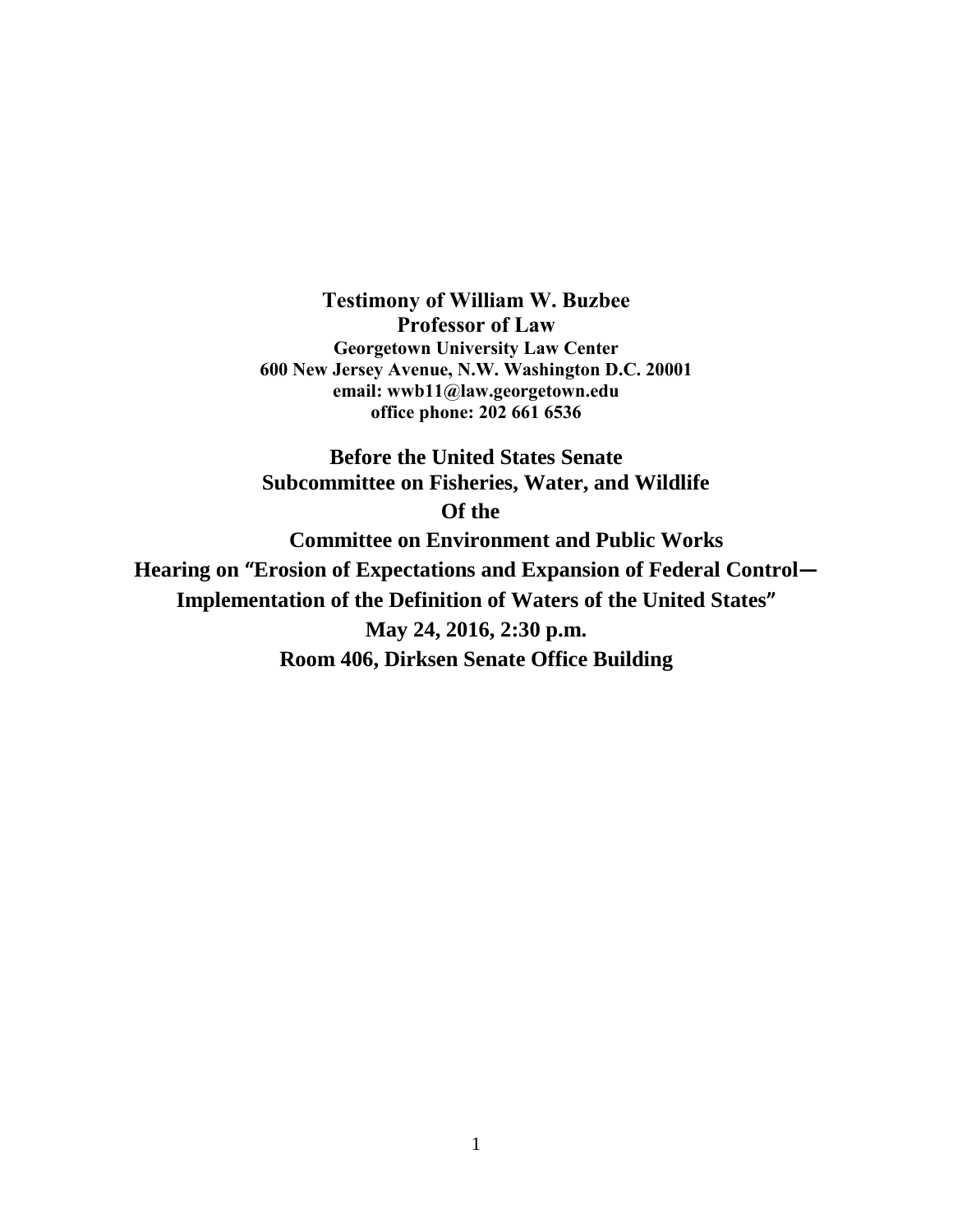**Testimony of William W. Buzbee**
**Professor of Law**
**Georgetown University Law Center**
**600 New Jersey Avenue, N.W. Washington D.C. 20001**
**email: wwb11@law.georgetown.edu**
**office phone: 202 661 6536**

**Before the United States Senate**
**Subcommittee on Fisheries, Water, and Wildlife**
**Of the**
**Committee on Environment and Public Works**
**Hearing on "Erosion of Expectations and Expansion of Federal Control— Implementation of the Definition of Waters of the United States"**
**May 24, 2016, 2:30 p.m.**
**Room 406, Dirksen Senate Office Building**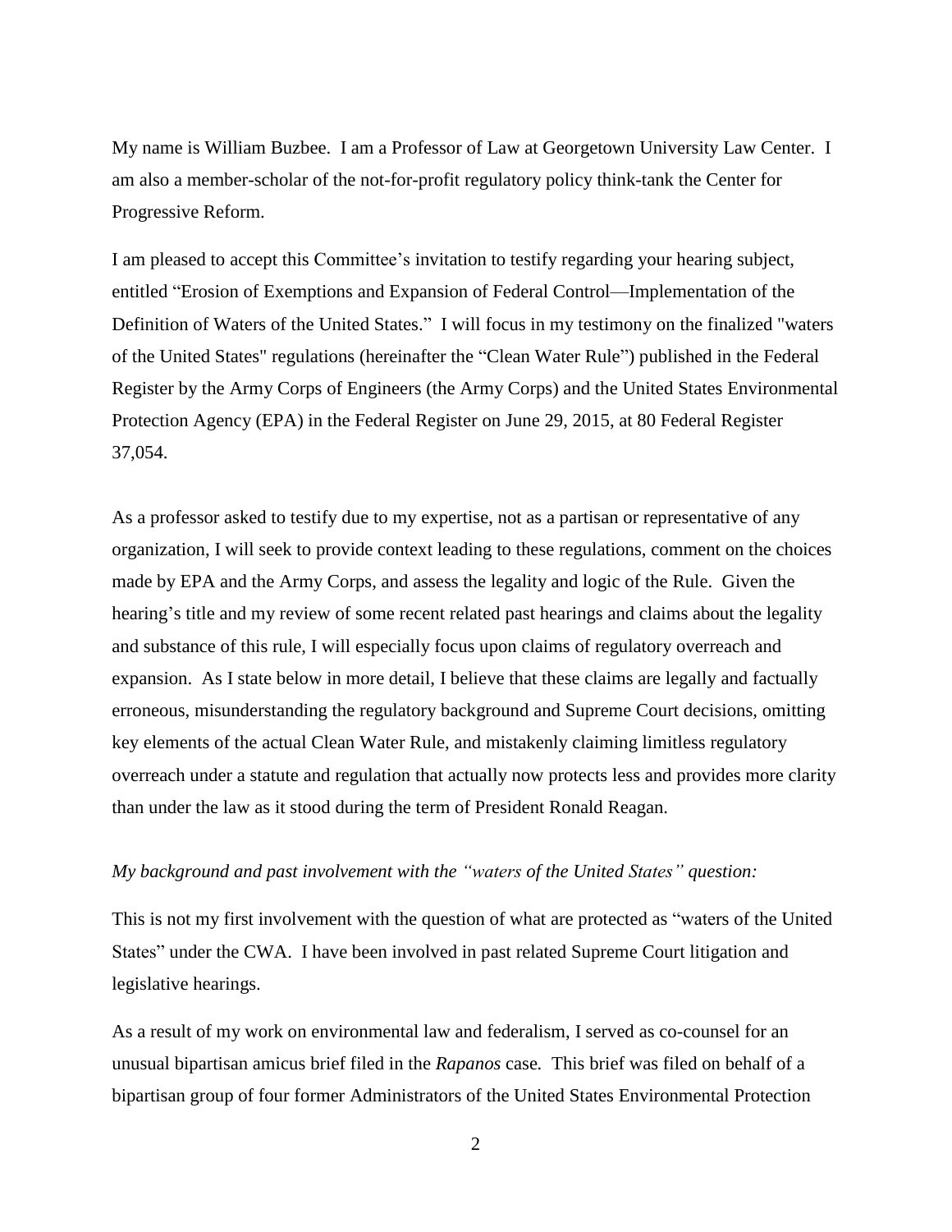My name is William Buzbee. I am a Professor of Law at Georgetown University Law Center. I am also a member-scholar of the not-for-profit regulatory policy think-tank the Center for Progressive Reform.

I am pleased to accept this Committee's invitation to testify regarding your hearing subject, entitled "Erosion of Exemptions and Expansion of Federal Control—Implementation of the Definition of Waters of the United States." I will focus in my testimony on the finalized "waters of the United States" regulations (hereinafter the "Clean Water Rule") published in the Federal Register by the Army Corps of Engineers (the Army Corps) and the United States Environmental Protection Agency (EPA) in the Federal Register on June 29, 2015, at 80 Federal Register 37,054.

As a professor asked to testify due to my expertise, not as a partisan or representative of any organization, I will seek to provide context leading to these regulations, comment on the choices made by EPA and the Army Corps, and assess the legality and logic of the Rule. Given the hearing's title and my review of some recent related past hearings and claims about the legality and substance of this rule, I will especially focus upon claims of regulatory overreach and expansion. As I state below in more detail, I believe that these claims are legally and factually erroneous, misunderstanding the regulatory background and Supreme Court decisions, omitting key elements of the actual Clean Water Rule, and mistakenly claiming limitless regulatory overreach under a statute and regulation that actually now protects less and provides more clarity than under the law as it stood during the term of President Ronald Reagan.

*My background and past involvement with the "waters of the United States" question:*

This is not my first involvement with the question of what are protected as "waters of the United States" under the CWA. I have been involved in past related Supreme Court litigation and legislative hearings.

As a result of my work on environmental law and federalism, I served as co-counsel for an unusual bipartisan amicus brief filed in the *Rapanos* case. This brief was filed on behalf of a bipartisan group of four former Administrators of the United States Environmental Protection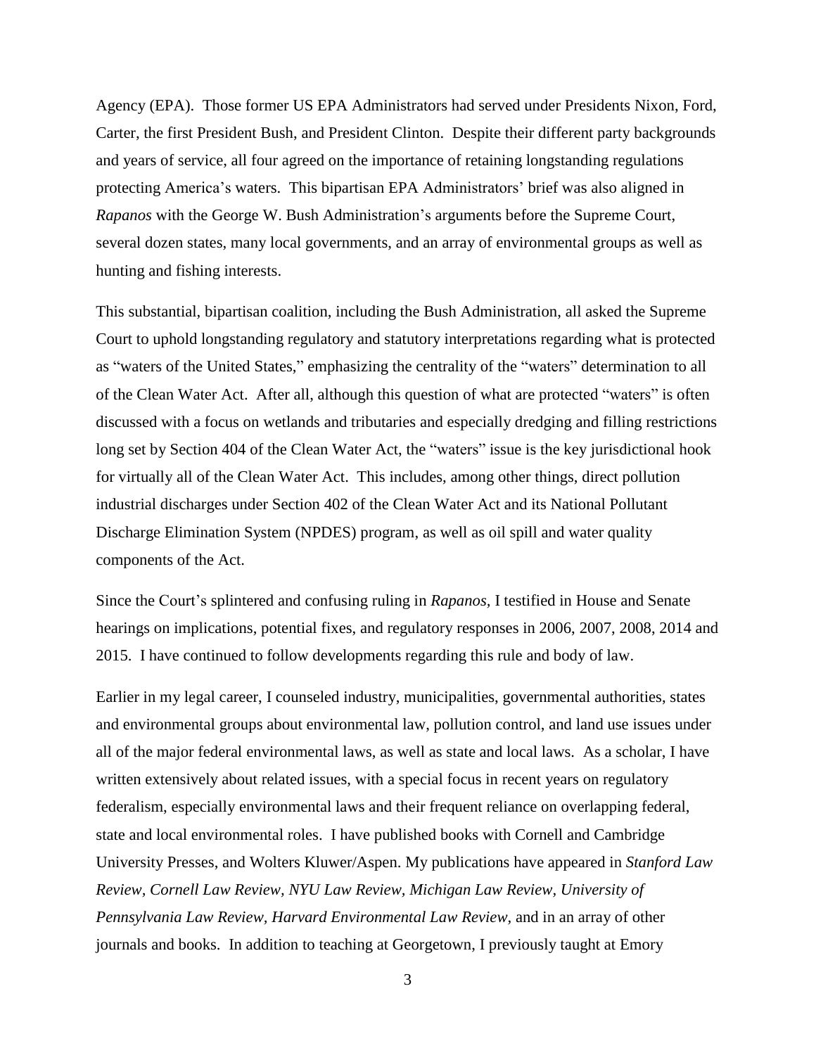Agency (EPA). Those former US EPA Administrators had served under Presidents Nixon, Ford, Carter, the first President Bush, and President Clinton. Despite their different party backgrounds and years of service, all four agreed on the importance of retaining longstanding regulations protecting America's waters. This bipartisan EPA Administrators' brief was also aligned in *Rapanos* with the George W. Bush Administration's arguments before the Supreme Court, several dozen states, many local governments, and an array of environmental groups as well as hunting and fishing interests.

This substantial, bipartisan coalition, including the Bush Administration, all asked the Supreme Court to uphold longstanding regulatory and statutory interpretations regarding what is protected as "waters of the United States," emphasizing the centrality of the "waters" determination to all of the Clean Water Act. After all, although this question of what are protected "waters" is often discussed with a focus on wetlands and tributaries and especially dredging and filling restrictions long set by Section 404 of the Clean Water Act, the "waters" issue is the key jurisdictional hook for virtually all of the Clean Water Act. This includes, among other things, direct pollution industrial discharges under Section 402 of the Clean Water Act and its National Pollutant Discharge Elimination System (NPDES) program, as well as oil spill and water quality components of the Act.

Since the Court's splintered and confusing ruling in *Rapanos*, I testified in House and Senate hearings on implications, potential fixes, and regulatory responses in 2006, 2007, 2008, 2014 and 2015. I have continued to follow developments regarding this rule and body of law.

Earlier in my legal career, I counseled industry, municipalities, governmental authorities, states and environmental groups about environmental law, pollution control, and land use issues under all of the major federal environmental laws, as well as state and local laws. As a scholar, I have written extensively about related issues, with a special focus in recent years on regulatory federalism, especially environmental laws and their frequent reliance on overlapping federal, state and local environmental roles. I have published books with Cornell and Cambridge University Presses, and Wolters Kluwer/Aspen. My publications have appeared in *Stanford Law Review*, *Cornell Law Review*, *NYU Law Review*, *Michigan Law Review*, *University of Pennsylvania Law Review*, *Harvard Environmental Law Review*, and in an array of other journals and books. In addition to teaching at Georgetown, I previously taught at Emory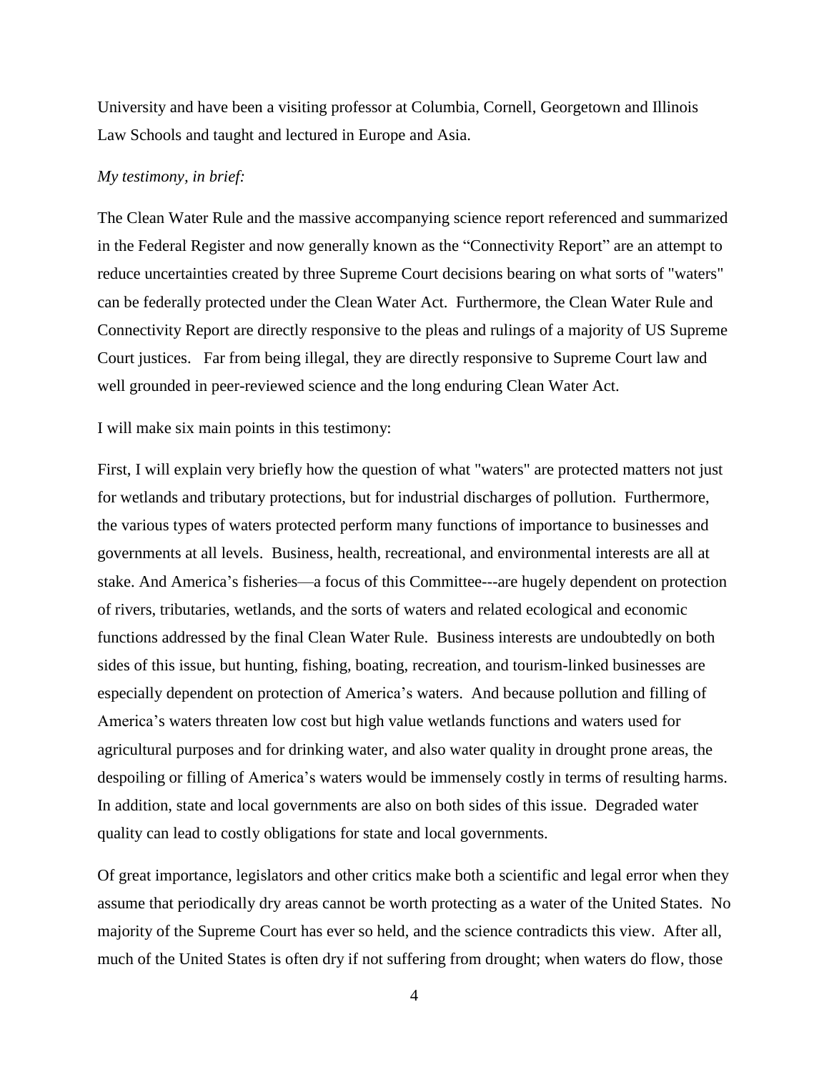University and have been a visiting professor at Columbia, Cornell, Georgetown and Illinois Law Schools and taught and lectured in Europe and Asia.

*My testimony, in brief:*

The Clean Water Rule and the massive accompanying science report referenced and summarized in the Federal Register and now generally known as the "Connectivity Report" are an attempt to reduce uncertainties created by three Supreme Court decisions bearing on what sorts of "waters" can be federally protected under the Clean Water Act. Furthermore, the Clean Water Rule and Connectivity Report are directly responsive to the pleas and rulings of a majority of US Supreme Court justices. Far from being illegal, they are directly responsive to Supreme Court law and well grounded in peer-reviewed science and the long enduring Clean Water Act.

I will make six main points in this testimony:

First, I will explain very briefly how the question of what "waters" are protected matters not just for wetlands and tributary protections, but for industrial discharges of pollution. Furthermore, the various types of waters protected perform many functions of importance to businesses and governments at all levels. Business, health, recreational, and environmental interests are all at stake. And America's fisheries—a focus of this Committee---are hugely dependent on protection of rivers, tributaries, wetlands, and the sorts of waters and related ecological and economic functions addressed by the final Clean Water Rule. Business interests are undoubtedly on both sides of this issue, but hunting, fishing, boating, recreation, and tourism-linked businesses are especially dependent on protection of America's waters. And because pollution and filling of America's waters threaten low cost but high value wetlands functions and waters used for agricultural purposes and for drinking water, and also water quality in drought prone areas, the despoiling or filling of America's waters would be immensely costly in terms of resulting harms. In addition, state and local governments are also on both sides of this issue. Degraded water quality can lead to costly obligations for state and local governments.

Of great importance, legislators and other critics make both a scientific and legal error when they assume that periodically dry areas cannot be worth protecting as a water of the United States. No majority of the Supreme Court has ever so held, and the science contradicts this view. After all, much of the United States is often dry if not suffering from drought; when waters do flow, those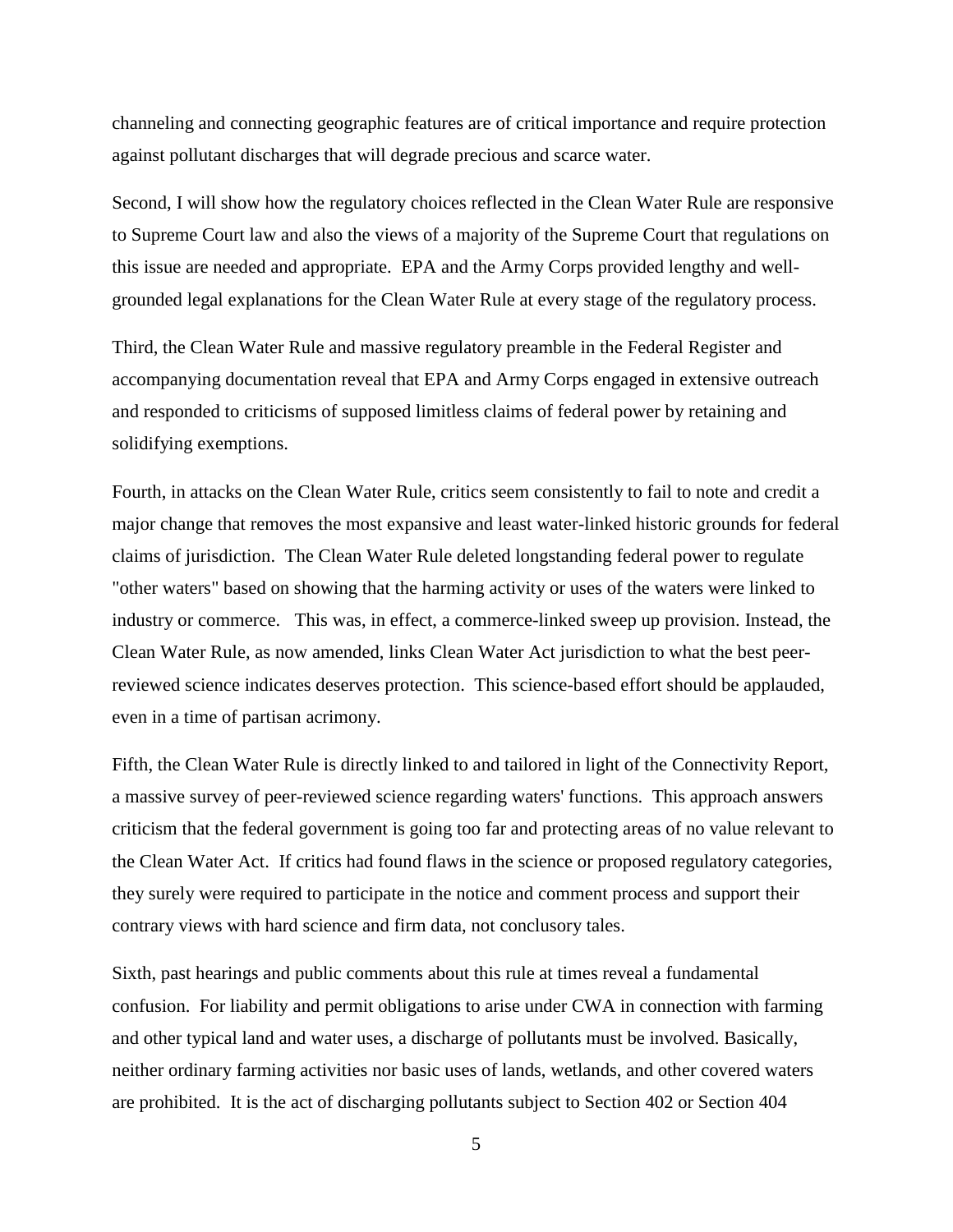channeling and connecting geographic features are of critical importance and require protection against pollutant discharges that will degrade precious and scarce water.

Second, I will show how the regulatory choices reflected in the Clean Water Rule are responsive to Supreme Court law and also the views of a majority of the Supreme Court that regulations on this issue are needed and appropriate. EPA and the Army Corps provided lengthy and well-grounded legal explanations for the Clean Water Rule at every stage of the regulatory process.

Third, the Clean Water Rule and massive regulatory preamble in the Federal Register and accompanying documentation reveal that EPA and Army Corps engaged in extensive outreach and responded to criticisms of supposed limitless claims of federal power by retaining and solidifying exemptions.

Fourth, in attacks on the Clean Water Rule, critics seem consistently to fail to note and credit a major change that removes the most expansive and least water-linked historic grounds for federal claims of jurisdiction. The Clean Water Rule deleted longstanding federal power to regulate "other waters" based on showing that the harming activity or uses of the waters were linked to industry or commerce. This was, in effect, a commerce-linked sweep up provision. Instead, the Clean Water Rule, as now amended, links Clean Water Act jurisdiction to what the best peer-reviewed science indicates deserves protection. This science-based effort should be applauded, even in a time of partisan acrimony.

Fifth, the Clean Water Rule is directly linked to and tailored in light of the Connectivity Report, a massive survey of peer-reviewed science regarding waters' functions. This approach answers criticism that the federal government is going too far and protecting areas of no value relevant to the Clean Water Act. If critics had found flaws in the science or proposed regulatory categories, they surely were required to participate in the notice and comment process and support their contrary views with hard science and firm data, not conclusory tales.

Sixth, past hearings and public comments about this rule at times reveal a fundamental confusion. For liability and permit obligations to arise under CWA in connection with farming and other typical land and water uses, a discharge of pollutants must be involved. Basically, neither ordinary farming activities nor basic uses of lands, wetlands, and other covered waters are prohibited. It is the act of discharging pollutants subject to Section 402 or Section 404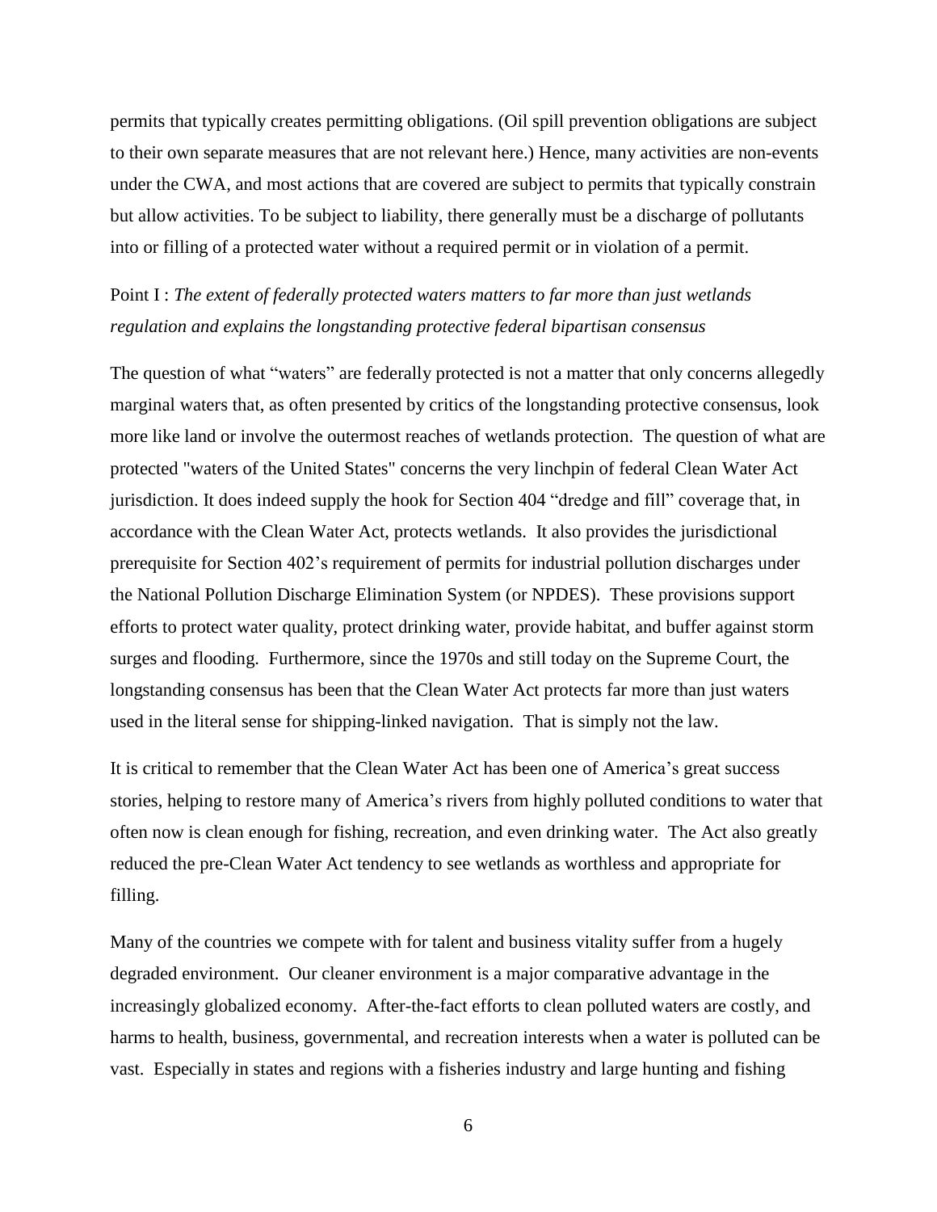permits that typically creates permitting obligations. (Oil spill prevention obligations are subject to their own separate measures that are not relevant here.) Hence, many activities are non-events under the CWA, and most actions that are covered are subject to permits that typically constrain but allow activities. To be subject to liability, there generally must be a discharge of pollutants into or filling of a protected water without a required permit or in violation of a permit.

Point I : *The extent of federally protected waters matters to far more than just wetlands regulation and explains the longstanding protective federal bipartisan consensus*

The question of what "waters" are federally protected is not a matter that only concerns allegedly marginal waters that, as often presented by critics of the longstanding protective consensus, look more like land or involve the outermost reaches of wetlands protection. The question of what are protected "waters of the United States" concerns the very linchpin of federal Clean Water Act jurisdiction. It does indeed supply the hook for Section 404 "dredge and fill" coverage that, in accordance with the Clean Water Act, protects wetlands. It also provides the jurisdictional prerequisite for Section 402's requirement of permits for industrial pollution discharges under the National Pollution Discharge Elimination System (or NPDES). These provisions support efforts to protect water quality, protect drinking water, provide habitat, and buffer against storm surges and flooding. Furthermore, since the 1970s and still today on the Supreme Court, the longstanding consensus has been that the Clean Water Act protects far more than just waters used in the literal sense for shipping-linked navigation. That is simply not the law.

It is critical to remember that the Clean Water Act has been one of America's great success stories, helping to restore many of America's rivers from highly polluted conditions to water that often now is clean enough for fishing, recreation, and even drinking water. The Act also greatly reduced the pre-Clean Water Act tendency to see wetlands as worthless and appropriate for filling.

Many of the countries we compete with for talent and business vitality suffer from a hugely degraded environment. Our cleaner environment is a major comparative advantage in the increasingly globalized economy. After-the-fact efforts to clean polluted waters are costly, and harms to health, business, governmental, and recreation interests when a water is polluted can be vast. Especially in states and regions with a fisheries industry and large hunting and fishing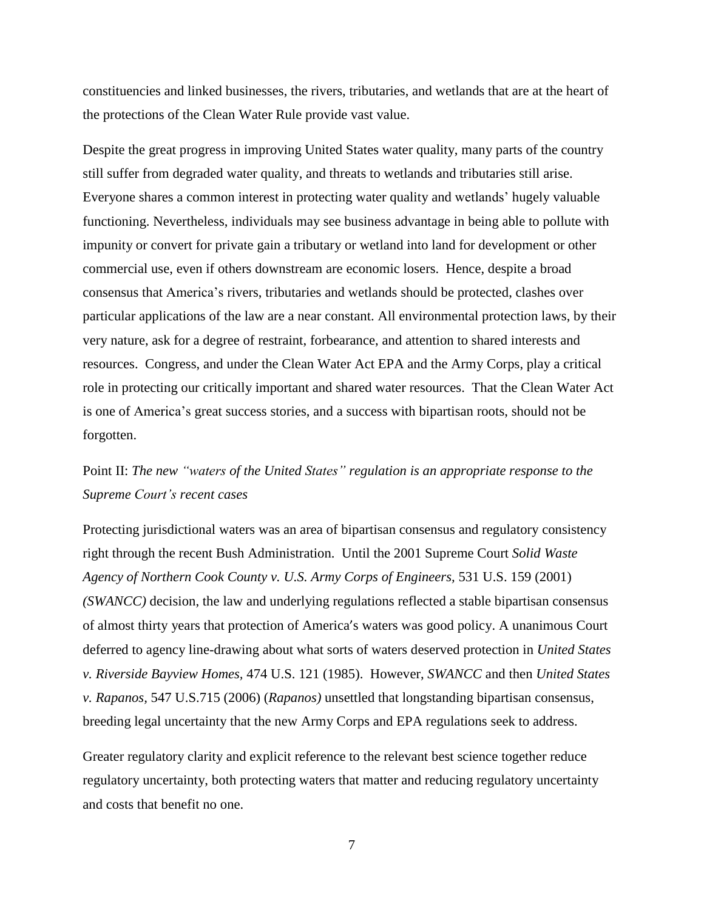constituencies and linked businesses, the rivers, tributaries, and wetlands that are at the heart of the protections of the Clean Water Rule provide vast value.

Despite the great progress in improving United States water quality, many parts of the country still suffer from degraded water quality, and threats to wetlands and tributaries still arise. Everyone shares a common interest in protecting water quality and wetlands' hugely valuable functioning. Nevertheless, individuals may see business advantage in being able to pollute with impunity or convert for private gain a tributary or wetland into land for development or other commercial use, even if others downstream are economic losers. Hence, despite a broad consensus that America's rivers, tributaries and wetlands should be protected, clashes over particular applications of the law are a near constant. All environmental protection laws, by their very nature, ask for a degree of restraint, forbearance, and attention to shared interests and resources. Congress, and under the Clean Water Act EPA and the Army Corps, play a critical role in protecting our critically important and shared water resources. That the Clean Water Act is one of America's great success stories, and a success with bipartisan roots, should not be forgotten.

Point II: *The new "waters of the United States" regulation is an appropriate response to the Supreme Court's recent cases*

Protecting jurisdictional waters was an area of bipartisan consensus and regulatory consistency right through the recent Bush Administration. Until the 2001 Supreme Court *Solid Waste Agency of Northern Cook County v. U.S. Army Corps of Engineers*, 531 U.S. 159 (2001) *(SWANCC)* decision, the law and underlying regulations reflected a stable bipartisan consensus of almost thirty years that protection of America's waters was good policy. A unanimous Court deferred to agency line-drawing about what sorts of waters deserved protection in *United States v. Riverside Bayview Homes*, 474 U.S. 121 (1985). However, *SWANCC* and then *United States v. Rapanos*, 547 U.S.715 (2006) (*Rapanos)* unsettled that longstanding bipartisan consensus, breeding legal uncertainty that the new Army Corps and EPA regulations seek to address.

Greater regulatory clarity and explicit reference to the relevant best science together reduce regulatory uncertainty, both protecting waters that matter and reducing regulatory uncertainty and costs that benefit no one.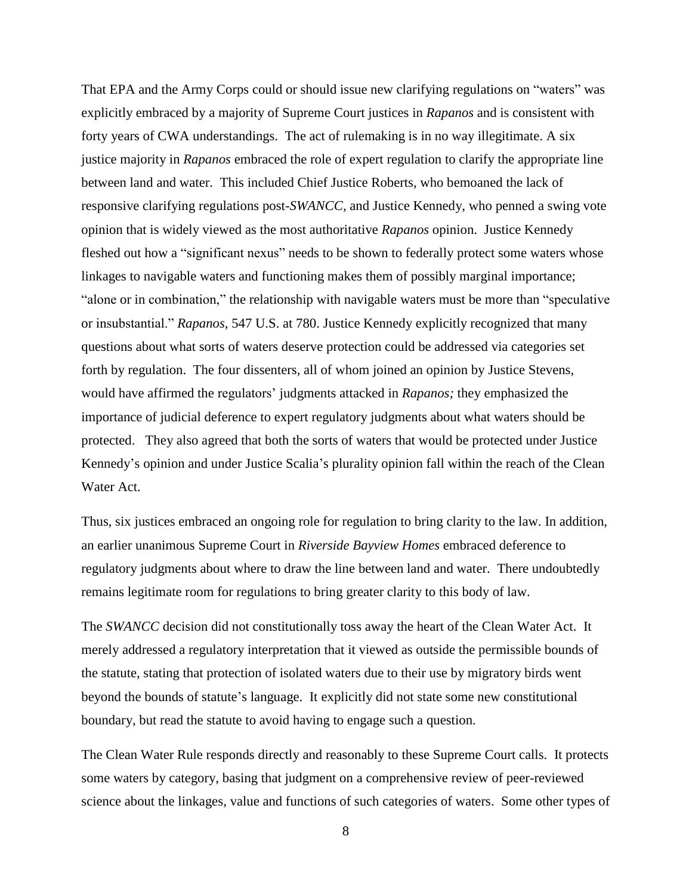That EPA and the Army Corps could or should issue new clarifying regulations on "waters" was explicitly embraced by a majority of Supreme Court justices in *Rapanos* and is consistent with forty years of CWA understandings. The act of rulemaking is in no way illegitimate. A six justice majority in *Rapanos* embraced the role of expert regulation to clarify the appropriate line between land and water. This included Chief Justice Roberts, who bemoaned the lack of responsive clarifying regulations post-*SWANCC*, and Justice Kennedy, who penned a swing vote opinion that is widely viewed as the most authoritative *Rapanos* opinion. Justice Kennedy fleshed out how a "significant nexus" needs to be shown to federally protect some waters whose linkages to navigable waters and functioning makes them of possibly marginal importance; "alone or in combination," the relationship with navigable waters must be more than "speculative or insubstantial." *Rapanos*, 547 U.S. at 780. Justice Kennedy explicitly recognized that many questions about what sorts of waters deserve protection could be addressed via categories set forth by regulation. The four dissenters, all of whom joined an opinion by Justice Stevens, would have affirmed the regulators' judgments attacked in *Rapanos;* they emphasized the importance of judicial deference to expert regulatory judgments about what waters should be protected. They also agreed that both the sorts of waters that would be protected under Justice Kennedy's opinion and under Justice Scalia's plurality opinion fall within the reach of the Clean Water Act.

Thus, six justices embraced an ongoing role for regulation to bring clarity to the law. In addition, an earlier unanimous Supreme Court in *Riverside Bayview Homes* embraced deference to regulatory judgments about where to draw the line between land and water. There undoubtedly remains legitimate room for regulations to bring greater clarity to this body of law.

The *SWANCC* decision did not constitutionally toss away the heart of the Clean Water Act. It merely addressed a regulatory interpretation that it viewed as outside the permissible bounds of the statute, stating that protection of isolated waters due to their use by migratory birds went beyond the bounds of statute's language. It explicitly did not state some new constitutional boundary, but read the statute to avoid having to engage such a question.

The Clean Water Rule responds directly and reasonably to these Supreme Court calls. It protects some waters by category, basing that judgment on a comprehensive review of peer-reviewed science about the linkages, value and functions of such categories of waters. Some other types of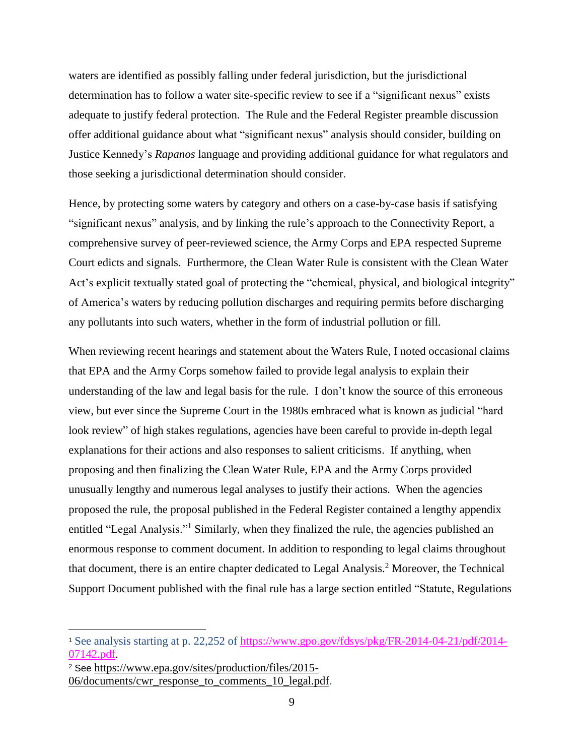waters are identified as possibly falling under federal jurisdiction, but the jurisdictional determination has to follow a water site-specific review to see if a "significant nexus" exists adequate to justify federal protection. The Rule and the Federal Register preamble discussion offer additional guidance about what "significant nexus" analysis should consider, building on Justice Kennedy's *Rapanos* language and providing additional guidance for what regulators and those seeking a jurisdictional determination should consider.

Hence, by protecting some waters by category and others on a case-by-case basis if satisfying "significant nexus" analysis, and by linking the rule's approach to the Connectivity Report, a comprehensive survey of peer-reviewed science, the Army Corps and EPA respected Supreme Court edicts and signals. Furthermore, the Clean Water Rule is consistent with the Clean Water Act's explicit textually stated goal of protecting the "chemical, physical, and biological integrity" of America's waters by reducing pollution discharges and requiring permits before discharging any pollutants into such waters, whether in the form of industrial pollution or fill.

When reviewing recent hearings and statement about the Waters Rule, I noted occasional claims that EPA and the Army Corps somehow failed to provide legal analysis to explain their understanding of the law and legal basis for the rule. I don't know the source of this erroneous view, but ever since the Supreme Court in the 1980s embraced what is known as judicial "hard look review" of high stakes regulations, agencies have been careful to provide in-depth legal explanations for their actions and also responses to salient criticisms. If anything, when proposing and then finalizing the Clean Water Rule, EPA and the Army Corps provided unusually lengthy and numerous legal analyses to justify their actions. When the agencies proposed the rule, the proposal published in the Federal Register contained a lengthy appendix entitled "Legal Analysis."[1] Similarly, when they finalized the rule, the agencies published an enormous response to comment document. In addition to responding to legal claims throughout that document, there is an entire chapter dedicated to Legal Analysis.[2] Moreover, the Technical Support Document published with the final rule has a large section entitled "Statute, Regulations

---

[1] See analysis starting at p. 22,252 of https://www.gpo.gov/fdsys/pkg/FR-2014-04-21/pdf/2014-07142.pdf.

[2] See https://www.epa.gov/sites/production/files/2015-06/documents/cwr_response_to_comments_10_legal.pdf.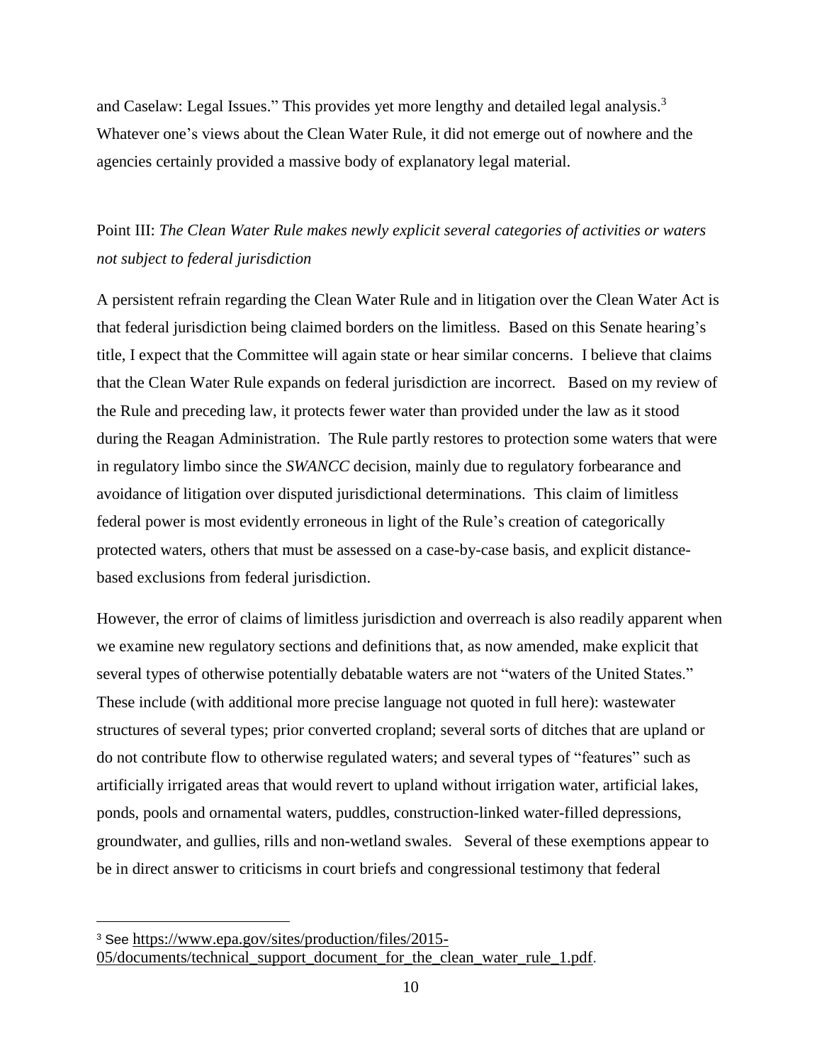and Caselaw: Legal Issues." This provides yet more lengthy and detailed legal analysis.[3] Whatever one's views about the Clean Water Rule, it did not emerge out of nowhere and the agencies certainly provided a massive body of explanatory legal material.

Point III: *The Clean Water Rule makes newly explicit several categories of activities or waters not subject to federal jurisdiction*

A persistent refrain regarding the Clean Water Rule and in litigation over the Clean Water Act is that federal jurisdiction being claimed borders on the limitless. Based on this Senate hearing's title, I expect that the Committee will again state or hear similar concerns. I believe that claims that the Clean Water Rule expands on federal jurisdiction are incorrect. Based on my review of the Rule and preceding law, it protects fewer water than provided under the law as it stood during the Reagan Administration. The Rule partly restores to protection some waters that were in regulatory limbo since the *SWANCC* decision, mainly due to regulatory forbearance and avoidance of litigation over disputed jurisdictional determinations. This claim of limitless federal power is most evidently erroneous in light of the Rule's creation of categorically protected waters, others that must be assessed on a case-by-case basis, and explicit distance-based exclusions from federal jurisdiction.

However, the error of claims of limitless jurisdiction and overreach is also readily apparent when we examine new regulatory sections and definitions that, as now amended, make explicit that several types of otherwise potentially debatable waters are not "waters of the United States." These include (with additional more precise language not quoted in full here): wastewater structures of several types; prior converted cropland; several sorts of ditches that are upland or do not contribute flow to otherwise regulated waters; and several types of "features" such as artificially irrigated areas that would revert to upland without irrigation water, artificial lakes, ponds, pools and ornamental waters, puddles, construction-linked water-filled depressions, groundwater, and gullies, rills and non-wetland swales. Several of these exemptions appear to be in direct answer to criticisms in court briefs and congressional testimony that federal

[3] See https://www.epa.gov/sites/production/files/2015-05/documents/technical_support_document_for_the_clean_water_rule_1.pdf.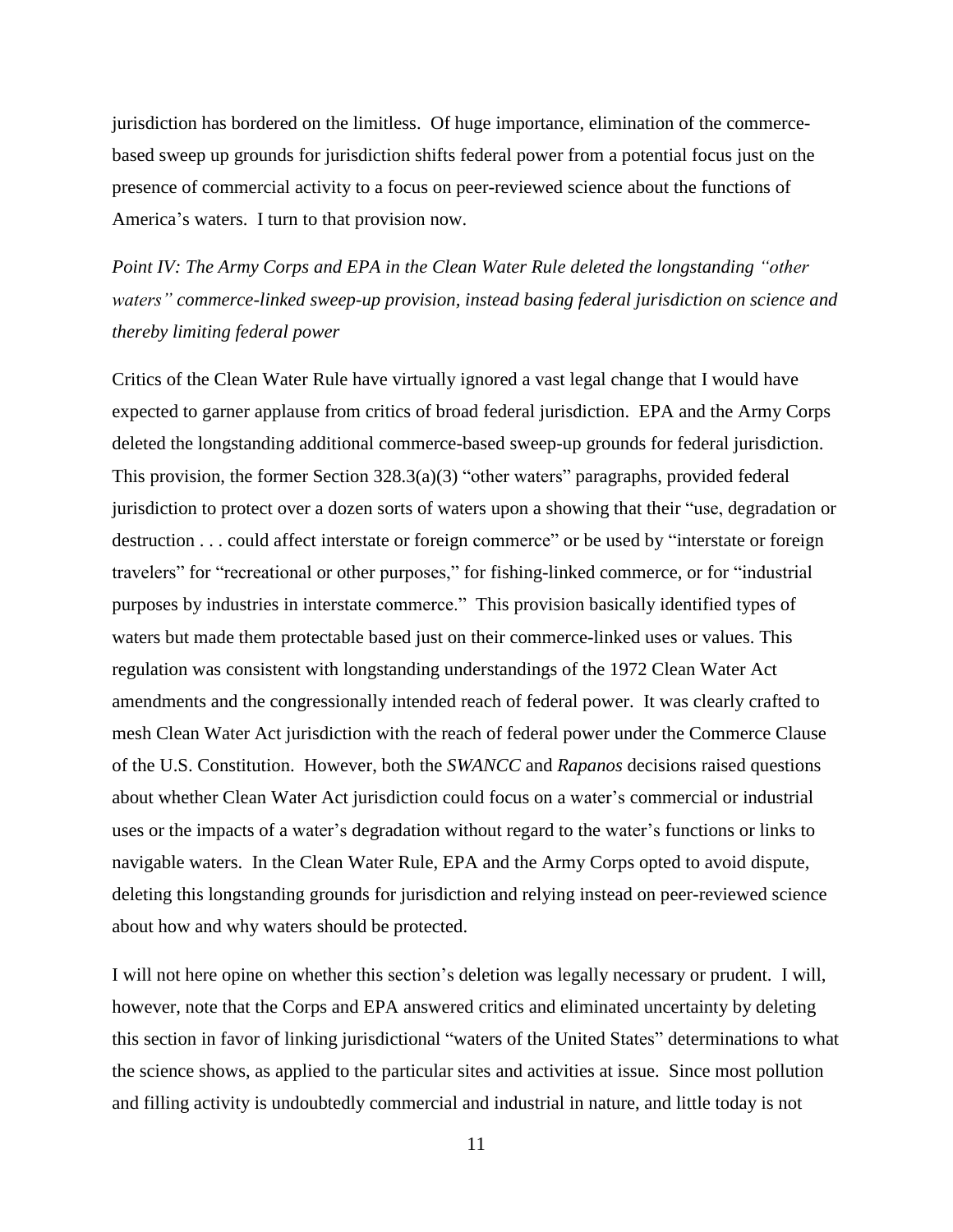jurisdiction has bordered on the limitless. Of huge importance, elimination of the commerce-based sweep up grounds for jurisdiction shifts federal power from a potential focus just on the presence of commercial activity to a focus on peer-reviewed science about the functions of America's waters. I turn to that provision now.

*Point IV: The Army Corps and EPA in the Clean Water Rule deleted the longstanding "other waters" commerce-linked sweep-up provision, instead basing federal jurisdiction on science and thereby limiting federal power*

Critics of the Clean Water Rule have virtually ignored a vast legal change that I would have expected to garner applause from critics of broad federal jurisdiction. EPA and the Army Corps deleted the longstanding additional commerce-based sweep-up grounds for federal jurisdiction. This provision, the former Section 328.3(a)(3) "other waters" paragraphs, provided federal jurisdiction to protect over a dozen sorts of waters upon a showing that their "use, degradation or destruction . . . could affect interstate or foreign commerce" or be used by "interstate or foreign travelers" for "recreational or other purposes," for fishing-linked commerce, or for "industrial purposes by industries in interstate commerce." This provision basically identified types of waters but made them protectable based just on their commerce-linked uses or values. This regulation was consistent with longstanding understandings of the 1972 Clean Water Act amendments and the congressionally intended reach of federal power. It was clearly crafted to mesh Clean Water Act jurisdiction with the reach of federal power under the Commerce Clause of the U.S. Constitution. However, both the *SWANCC* and *Rapanos* decisions raised questions about whether Clean Water Act jurisdiction could focus on a water's commercial or industrial uses or the impacts of a water's degradation without regard to the water's functions or links to navigable waters. In the Clean Water Rule, EPA and the Army Corps opted to avoid dispute, deleting this longstanding grounds for jurisdiction and relying instead on peer-reviewed science about how and why waters should be protected.

I will not here opine on whether this section's deletion was legally necessary or prudent. I will, however, note that the Corps and EPA answered critics and eliminated uncertainty by deleting this section in favor of linking jurisdictional "waters of the United States" determinations to what the science shows, as applied to the particular sites and activities at issue. Since most pollution and filling activity is undoubtedly commercial and industrial in nature, and little today is not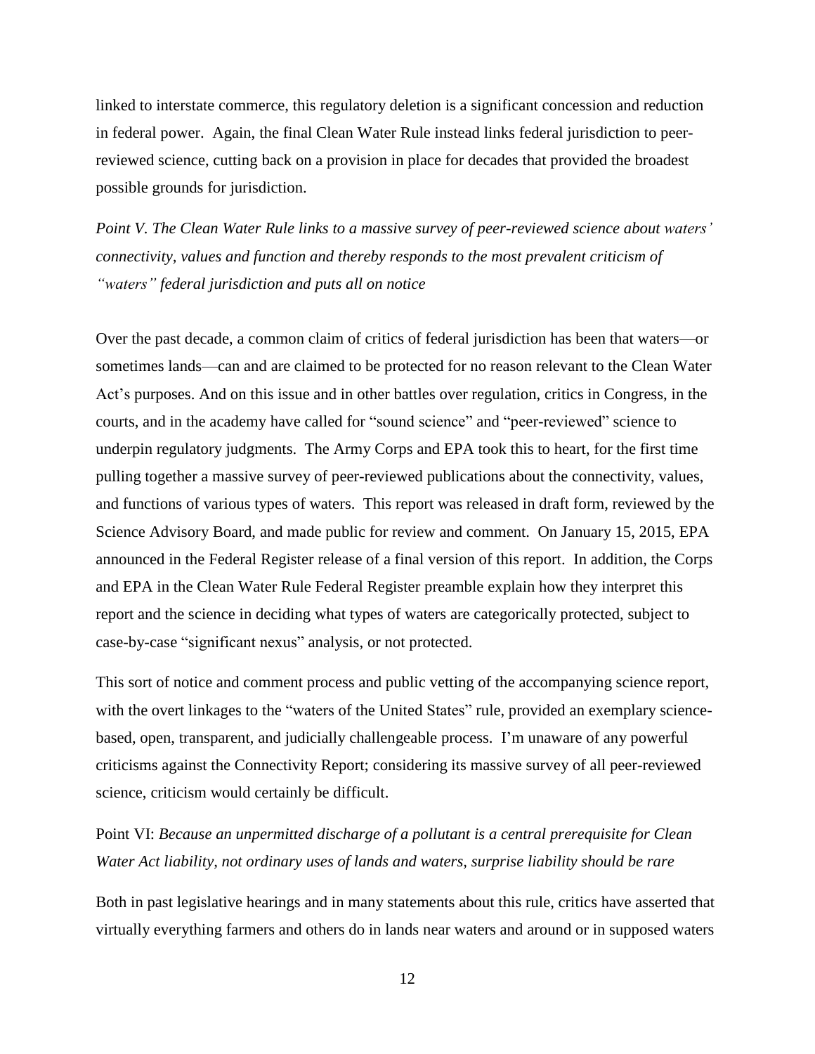linked to interstate commerce, this regulatory deletion is a significant concession and reduction in federal power. Again, the final Clean Water Rule instead links federal jurisdiction to peer-reviewed science, cutting back on a provision in place for decades that provided the broadest possible grounds for jurisdiction.

*Point V. The Clean Water Rule links to a massive survey of peer-reviewed science about waters' connectivity, values and function and thereby responds to the most prevalent criticism of "waters" federal jurisdiction and puts all on notice*

Over the past decade, a common claim of critics of federal jurisdiction has been that waters—or sometimes lands—can and are claimed to be protected for no reason relevant to the Clean Water Act's purposes. And on this issue and in other battles over regulation, critics in Congress, in the courts, and in the academy have called for "sound science" and "peer-reviewed" science to underpin regulatory judgments. The Army Corps and EPA took this to heart, for the first time pulling together a massive survey of peer-reviewed publications about the connectivity, values, and functions of various types of waters. This report was released in draft form, reviewed by the Science Advisory Board, and made public for review and comment. On January 15, 2015, EPA announced in the Federal Register release of a final version of this report. In addition, the Corps and EPA in the Clean Water Rule Federal Register preamble explain how they interpret this report and the science in deciding what types of waters are categorically protected, subject to case-by-case "significant nexus" analysis, or not protected.

This sort of notice and comment process and public vetting of the accompanying science report, with the overt linkages to the "waters of the United States" rule, provided an exemplary science-based, open, transparent, and judicially challengeable process. I'm unaware of any powerful criticisms against the Connectivity Report; considering its massive survey of all peer-reviewed science, criticism would certainly be difficult.

Point VI: *Because an unpermitted discharge of a pollutant is a central prerequisite for Clean Water Act liability, not ordinary uses of lands and waters, surprise liability should be rare*

Both in past legislative hearings and in many statements about this rule, critics have asserted that virtually everything farmers and others do in lands near waters and around or in supposed waters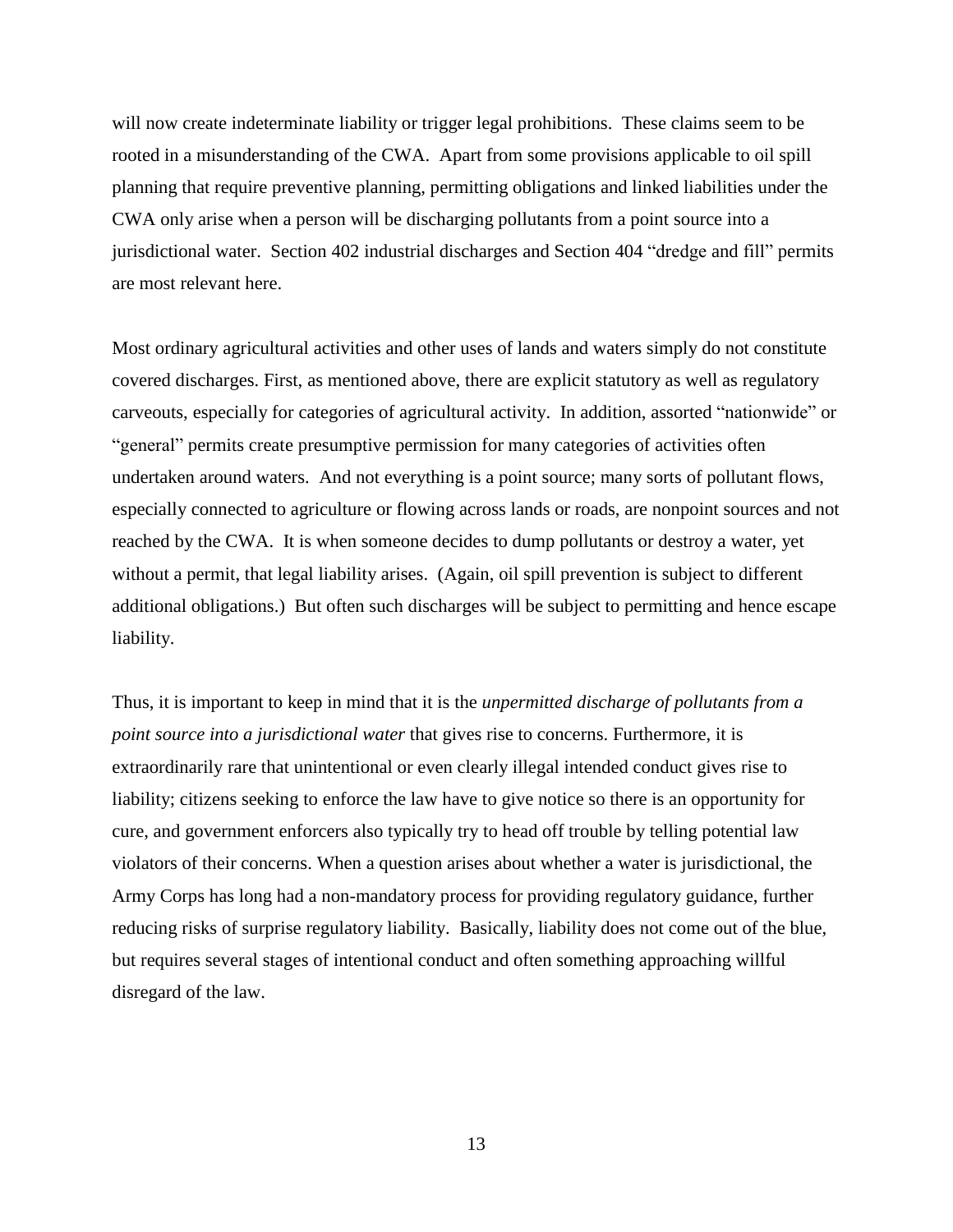will now create indeterminate liability or trigger legal prohibitions. These claims seem to be rooted in a misunderstanding of the CWA. Apart from some provisions applicable to oil spill planning that require preventive planning, permitting obligations and linked liabilities under the CWA only arise when a person will be discharging pollutants from a point source into a jurisdictional water. Section 402 industrial discharges and Section 404 "dredge and fill" permits are most relevant here.

Most ordinary agricultural activities and other uses of lands and waters simply do not constitute covered discharges. First, as mentioned above, there are explicit statutory as well as regulatory carveouts, especially for categories of agricultural activity. In addition, assorted "nationwide" or "general" permits create presumptive permission for many categories of activities often undertaken around waters. And not everything is a point source; many sorts of pollutant flows, especially connected to agriculture or flowing across lands or roads, are nonpoint sources and not reached by the CWA. It is when someone decides to dump pollutants or destroy a water, yet without a permit, that legal liability arises. (Again, oil spill prevention is subject to different additional obligations.) But often such discharges will be subject to permitting and hence escape liability.

Thus, it is important to keep in mind that it is the *unpermitted discharge of pollutants from a point source into a jurisdictional water* that gives rise to concerns. Furthermore, it is extraordinarily rare that unintentional or even clearly illegal intended conduct gives rise to liability; citizens seeking to enforce the law have to give notice so there is an opportunity for cure, and government enforcers also typically try to head off trouble by telling potential law violators of their concerns. When a question arises about whether a water is jurisdictional, the Army Corps has long had a non-mandatory process for providing regulatory guidance, further reducing risks of surprise regulatory liability. Basically, liability does not come out of the blue, but requires several stages of intentional conduct and often something approaching willful disregard of the law.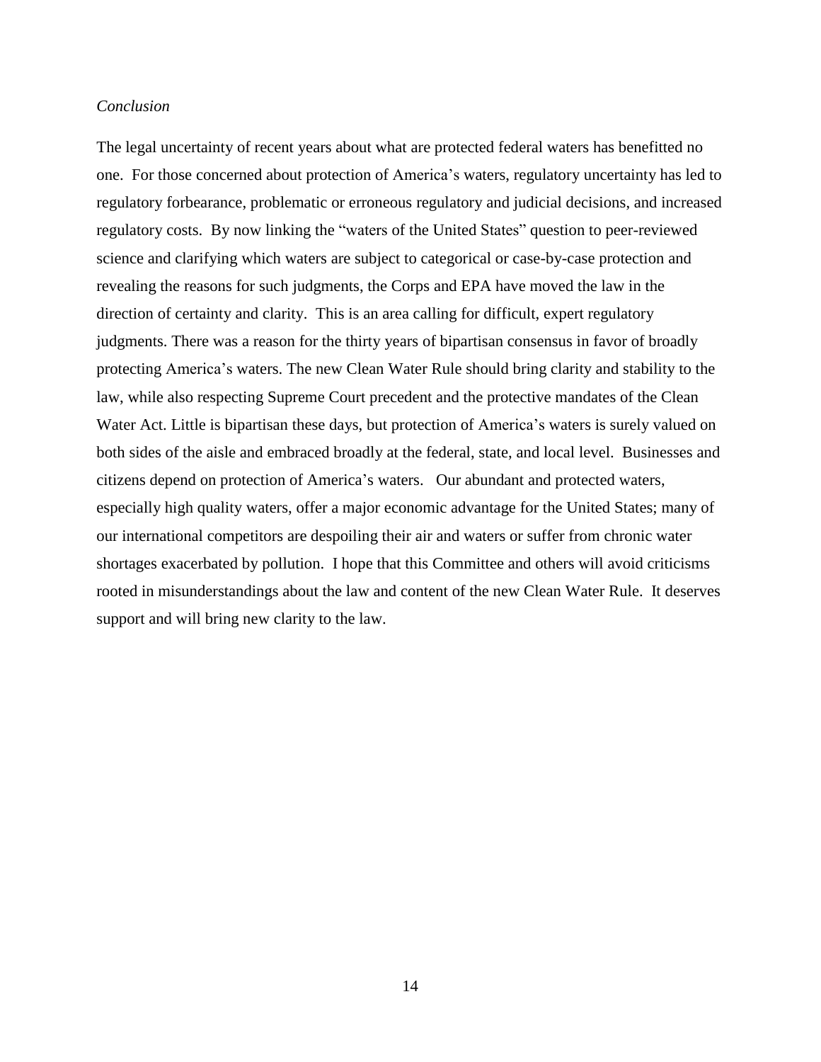*Conclusion*

The legal uncertainty of recent years about what are protected federal waters has benefitted no one. For those concerned about protection of America's waters, regulatory uncertainty has led to regulatory forbearance, problematic or erroneous regulatory and judicial decisions, and increased regulatory costs. By now linking the "waters of the United States" question to peer-reviewed science and clarifying which waters are subject to categorical or case-by-case protection and revealing the reasons for such judgments, the Corps and EPA have moved the law in the direction of certainty and clarity. This is an area calling for difficult, expert regulatory judgments. There was a reason for the thirty years of bipartisan consensus in favor of broadly protecting America's waters. The new Clean Water Rule should bring clarity and stability to the law, while also respecting Supreme Court precedent and the protective mandates of the Clean Water Act. Little is bipartisan these days, but protection of America's waters is surely valued on both sides of the aisle and embraced broadly at the federal, state, and local level. Businesses and citizens depend on protection of America's waters. Our abundant and protected waters, especially high quality waters, offer a major economic advantage for the United States; many of our international competitors are despoiling their air and waters or suffer from chronic water shortages exacerbated by pollution. I hope that this Committee and others will avoid criticisms rooted in misunderstandings about the law and content of the new Clean Water Rule. It deserves support and will bring new clarity to the law.